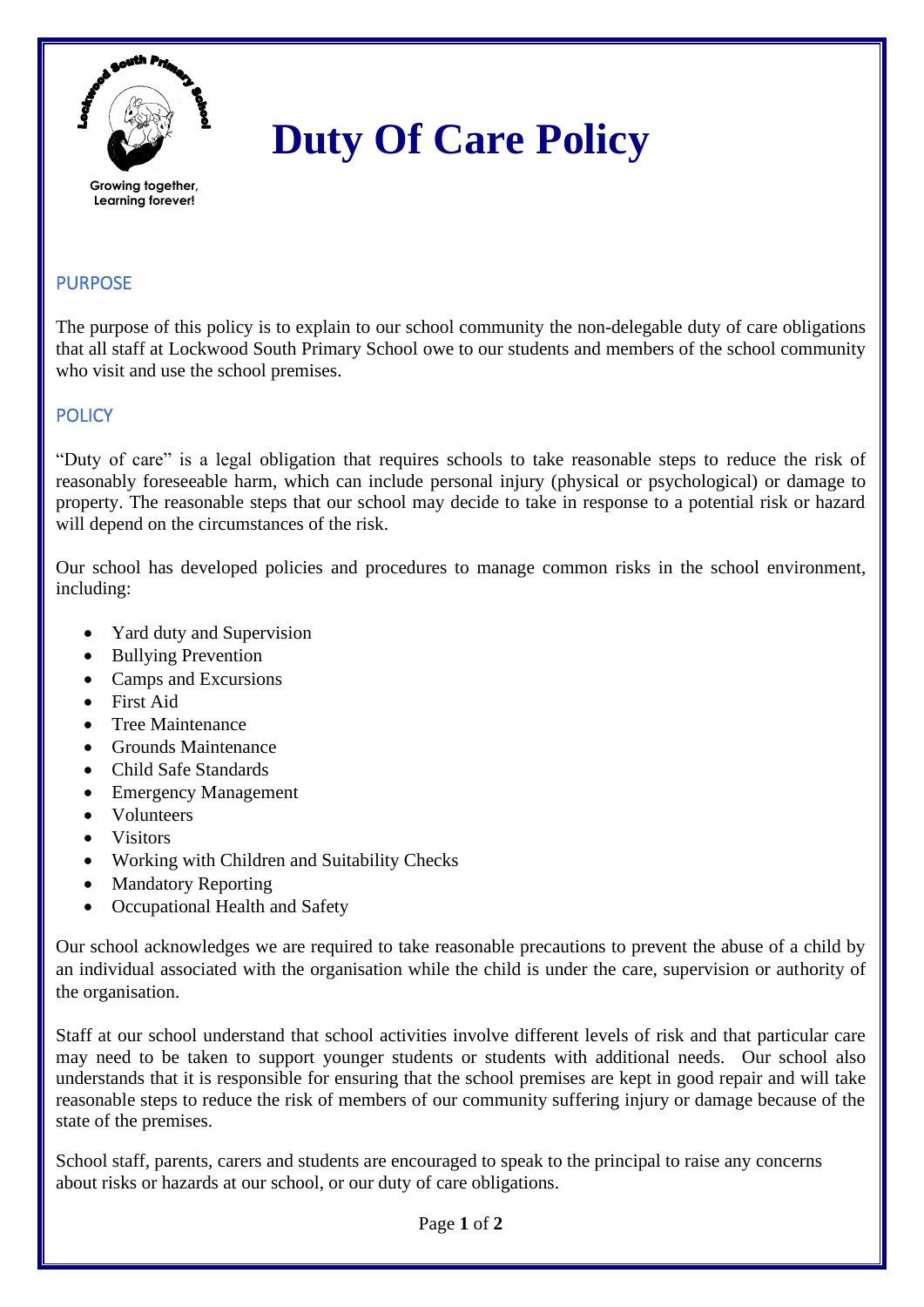Growing together, Learning forever!

# Duty Of Care Policy

## PURPOSE

The purpose of this policy is to explain to our school community the non-delegable duty of care obligations that all staff at Lockwood South Primary School owe to our students and members of the school community who visit and use the school premises.

## POLICY

"Duty of care" is a legal obligation that requires schools to take reasonable steps to reduce the risk of reasonably foreseeable harm, which can include personal injury (physical or psychological) or damage to property. The reasonable steps that our school may decide to take in response to a potential risk or hazard will depend on the circumstances of the risk.

Our school has developed policies and procedures to manage common risks in the school environment, including:

- Yard duty and Supervision
- Bullying Prevention
- Camps and Excursions
- First Aid
- Tree Maintenance
- Grounds Maintenance
- Child Safe Standards
- Emergency Management
- Volunteers
- Visitors
- Working with Children and Suitability Checks
- Mandatory Reporting
- Occupational Health and Safety

Our school acknowledges we are required to take reasonable precautions to prevent the abuse of a child by an individual associated with the organisation while the child is under the care, supervision or authority of the organisation.

Staff at our school understand that school activities involve different levels of risk and that particular care may need to be taken to support younger students or students with additional needs. Our school also understands that it is responsible for ensuring that the school premises are kept in good repair and will take reasonable steps to reduce the risk of members of our community suffering injury or damage because of the state of the premises.

School staff, parents, carers and students are encouraged to speak to the principal to raise any concerns about risks or hazards at our school, or our duty of care obligations.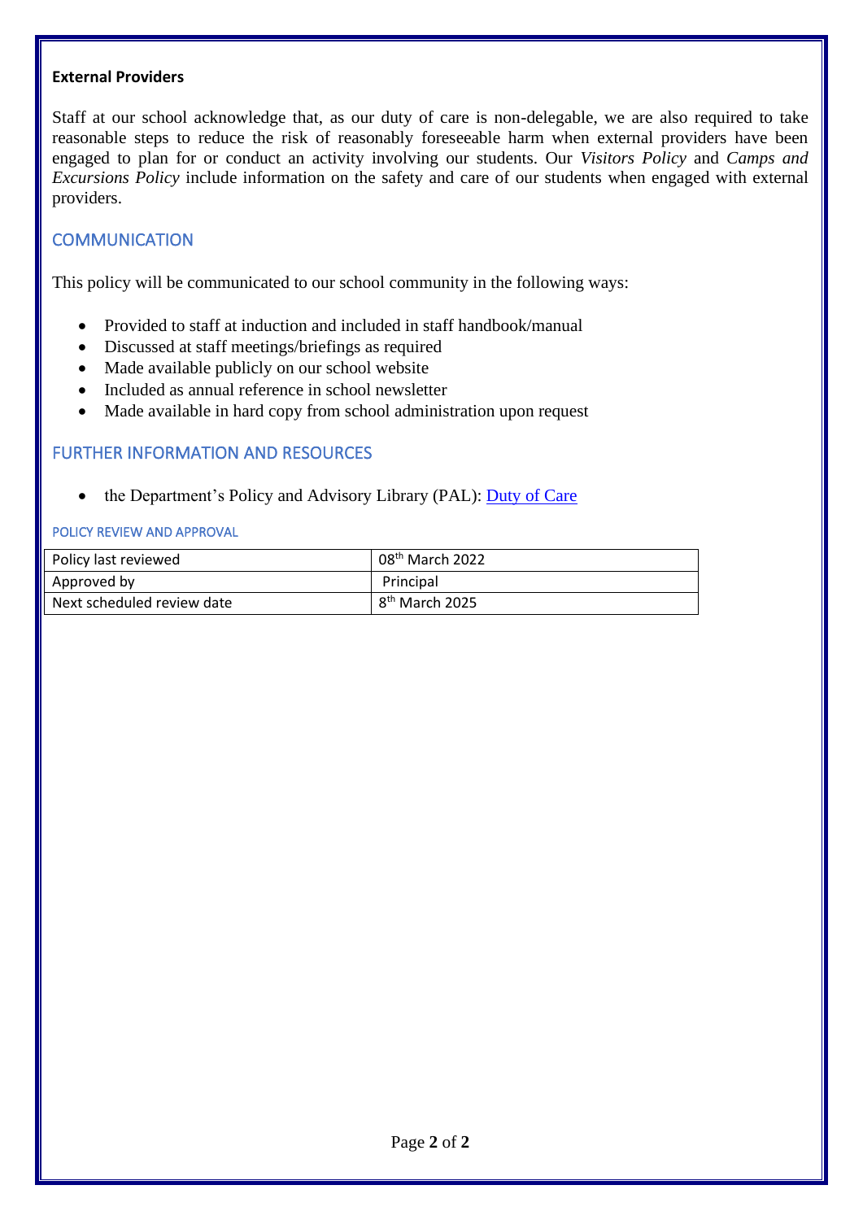**External Providers**

Staff at our school acknowledge that, as our duty of care is non-delegable, we are also required to take reasonable steps to reduce the risk of reasonably foreseeable harm when external providers have been engaged to plan for or conduct an activity involving our students. Our *Visitors Policy* and *Camps and Excursions Policy* include information on the safety and care of our students when engaged with external providers.

## COMMUNICATION

This policy will be communicated to our school community in the following ways:

- Provided to staff at induction and included in staff handbook/manual
- Discussed at staff meetings/briefings as required
- Made available publicly on our school website
- Included as annual reference in school newsletter
- Made available in hard copy from school administration upon request

## FURTHER INFORMATION AND RESOURCES

- the Department's Policy and Advisory Library (PAL): Duty of Care

### POLICY REVIEW AND APPROVAL

| | |
|---|---|
| Policy last reviewed | 08th March 2022 |
| Approved by | Principal |
| Next scheduled review date | 8th March 2025 |